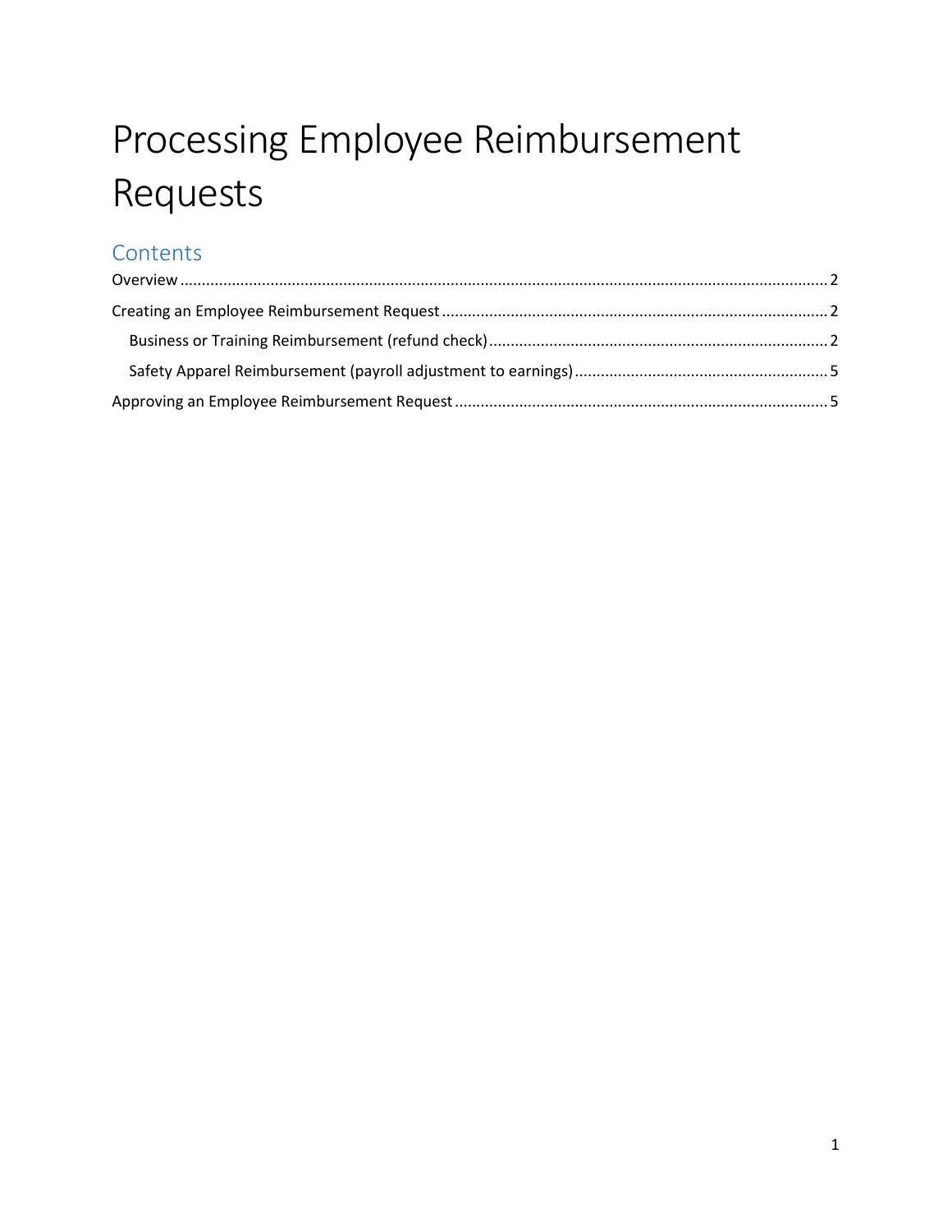# Processing Employee Reimbursement Requests

## Contents

Overview .......................................................................................................................................... 2

Creating an Employee Reimbursement Request .............................................................................. 2

  Business or Training Reimbursement (refund check) .................................................................. 2

  Safety Apparel Reimbursement (payroll adjustment to earnings) ................................................. 5

Approving an Employee Reimbursement Request ........................................................................... 5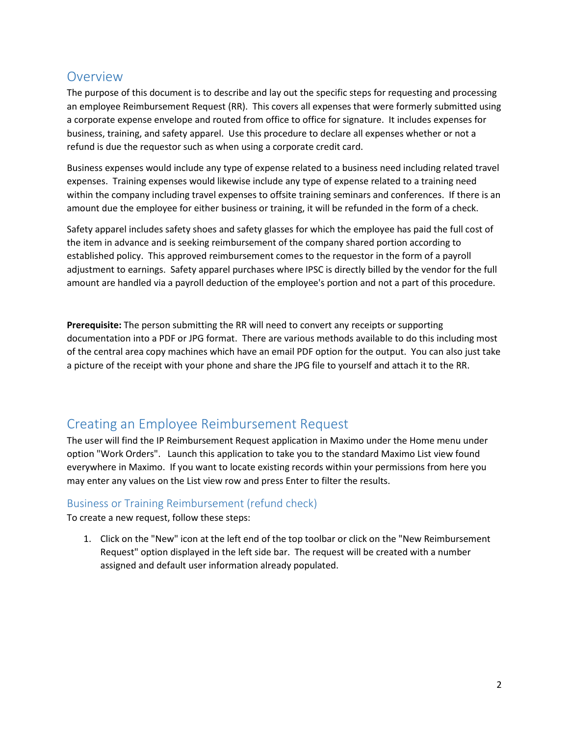## Overview

The purpose of this document is to describe and lay out the specific steps for requesting and processing an employee Reimbursement Request (RR). This covers all expenses that were formerly submitted using a corporate expense envelope and routed from office to office for signature. It includes expenses for business, training, and safety apparel. Use this procedure to declare all expenses whether or not a refund is due the requestor such as when using a corporate credit card.

Business expenses would include any type of expense related to a business need including related travel expenses. Training expenses would likewise include any type of expense related to a training need within the company including travel expenses to offsite training seminars and conferences. If there is an amount due the employee for either business or training, it will be refunded in the form of a check.

Safety apparel includes safety shoes and safety glasses for which the employee has paid the full cost of the item in advance and is seeking reimbursement of the company shared portion according to established policy. This approved reimbursement comes to the requestor in the form of a payroll adjustment to earnings. Safety apparel purchases where IPSC is directly billed by the vendor for the full amount are handled via a payroll deduction of the employee's portion and not a part of this procedure.

**Prerequisite:** The person submitting the RR will need to convert any receipts or supporting documentation into a PDF or JPG format. There are various methods available to do this including most of the central area copy machines which have an email PDF option for the output. You can also just take a picture of the receipt with your phone and share the JPG file to yourself and attach it to the RR.

## Creating an Employee Reimbursement Request

The user will find the IP Reimbursement Request application in Maximo under the Home menu under option "Work Orders". Launch this application to take you to the standard Maximo List view found everywhere in Maximo. If you want to locate existing records within your permissions from here you may enter any values on the List view row and press Enter to filter the results.

### Business or Training Reimbursement (refund check)

To create a new request, follow these steps:

1. Click on the "New" icon at the left end of the top toolbar or click on the "New Reimbursement Request" option displayed in the left side bar. The request will be created with a number assigned and default user information already populated.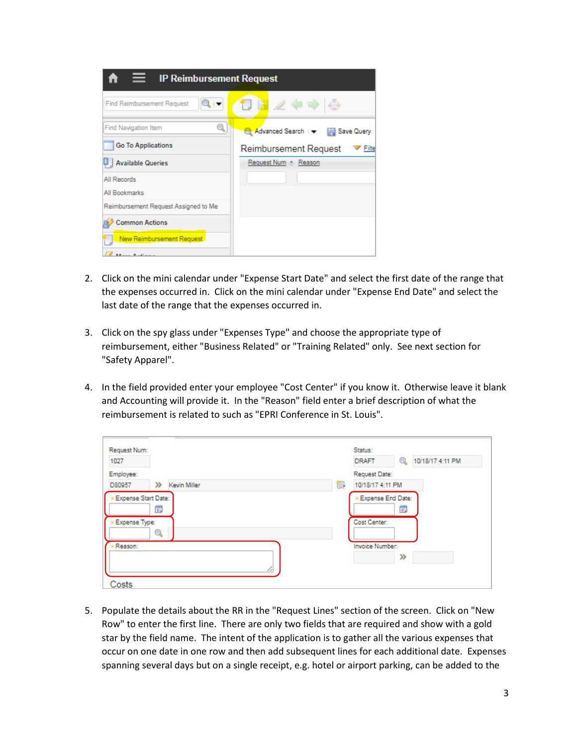2. Click on the mini calendar under "Expense Start Date" and select the first date of the range that the expenses occurred in. Click on the mini calendar under "Expense End Date" and select the last date of the range that the expenses occurred in.

3. Click on the spy glass under "Expenses Type" and choose the appropriate type of reimbursement, either "Business Related" or "Training Related" only. See next section for "Safety Apparel".

4. In the field provided enter your employee "Cost Center" if you know it. Otherwise leave it blank and Accounting will provide it. In the "Reason" field enter a brief description of what the reimbursement is related to such as "EPRI Conference in St. Louis".

5. Populate the details about the RR in the "Request Lines" section of the screen. Click on "New Row" to enter the first line. There are only two fields that are required and show with a gold star by the field name. The intent of the application is to gather all the various expenses that occur on one date in one row and then add subsequent lines for each additional date. Expenses spanning several days but on a single receipt, e.g. hotel or airport parking, can be added to the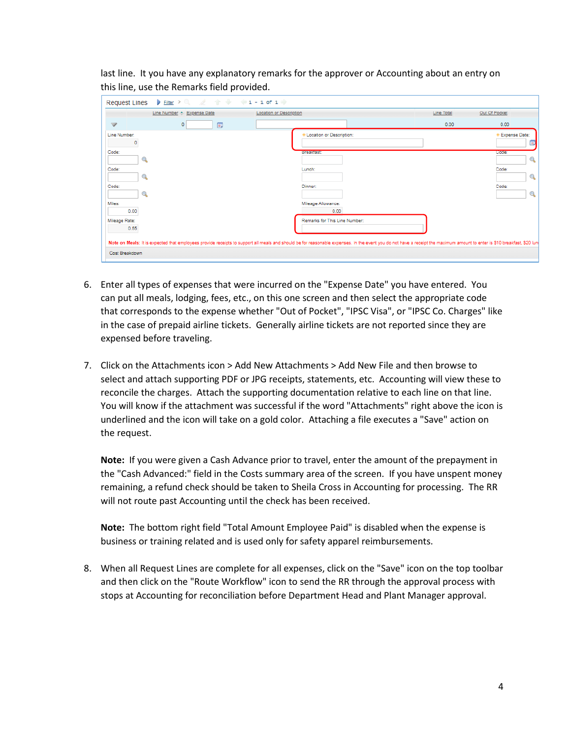last line. It you have any explanatory remarks for the approver or Accounting about an entry on this line, use the Remarks field provided.

6. Enter all types of expenses that were incurred on the "Expense Date" you have entered. You can put all meals, lodging, fees, etc., on this one screen and then select the appropriate code that corresponds to the expense whether "Out of Pocket", "IPSC Visa", or "IPSC Co. Charges" like in the case of prepaid airline tickets. Generally airline tickets are not reported since they are expensed before traveling.

7. Click on the Attachments icon > Add New Attachments > Add New File and then browse to select and attach supporting PDF or JPG receipts, statements, etc. Accounting will view these to reconcile the charges. Attach the supporting documentation relative to each line on that line. You will know if the attachment was successful if the word "Attachments" right above the icon is underlined and the icon will take on a gold color. Attaching a file executes a "Save" action on the request.

   **Note:** If you were given a Cash Advance prior to travel, enter the amount of the prepayment in the "Cash Advanced:" field in the Costs summary area of the screen. If you have unspent money remaining, a refund check should be taken to Sheila Cross in Accounting for processing. The RR will not route past Accounting until the check has been received.

   **Note:** The bottom right field "Total Amount Employee Paid" is disabled when the expense is business or training related and is used only for safety apparel reimbursements.

8. When all Request Lines are complete for all expenses, click on the "Save" icon on the top toolbar and then click on the "Route Workflow" icon to send the RR through the approval process with stops at Accounting for reconciliation before Department Head and Plant Manager approval.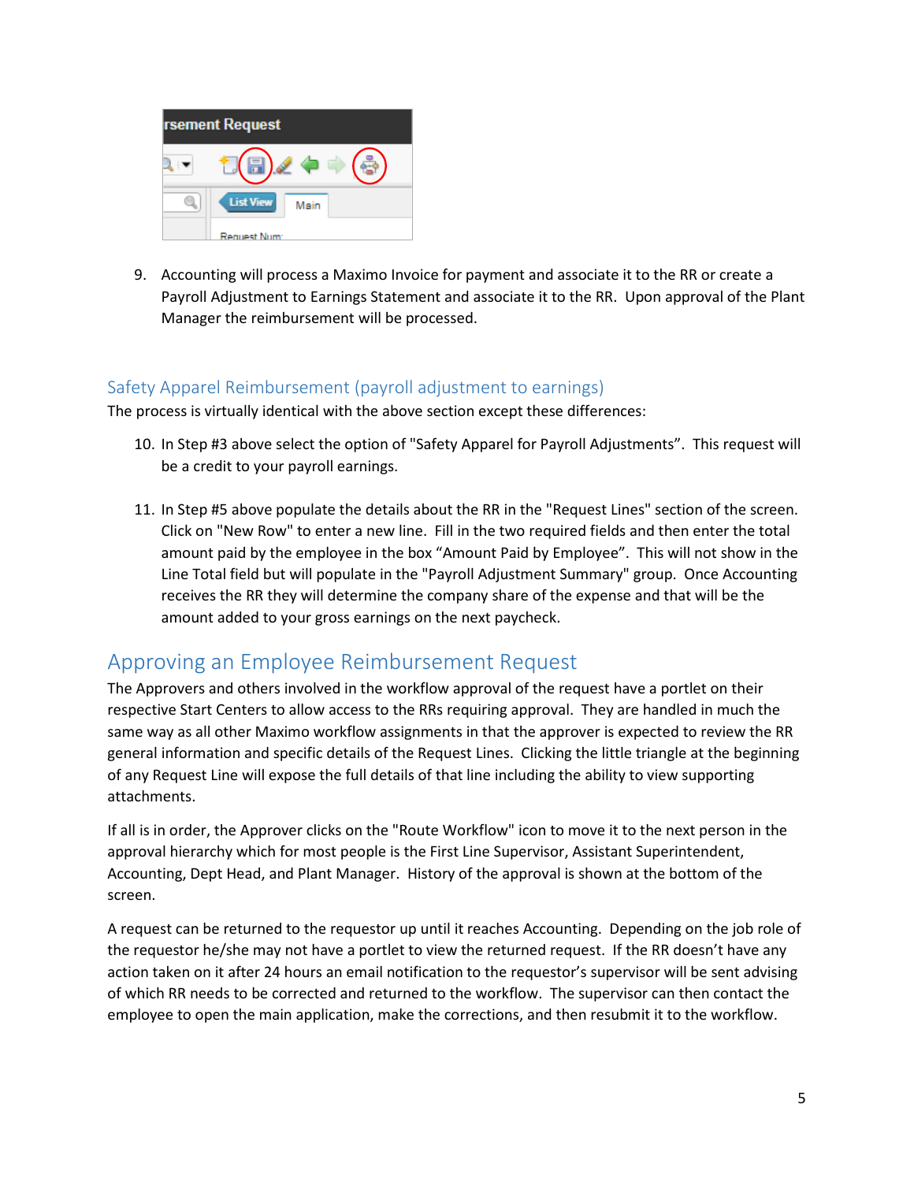9. Accounting will process a Maximo Invoice for payment and associate it to the RR or create a Payroll Adjustment to Earnings Statement and associate it to the RR. Upon approval of the Plant Manager the reimbursement will be processed.

### Safety Apparel Reimbursement (payroll adjustment to earnings)

The process is virtually identical with the above section except these differences:

10. In Step #3 above select the option of "Safety Apparel for Payroll Adjustments". This request will be a credit to your payroll earnings.

11. In Step #5 above populate the details about the RR in the "Request Lines" section of the screen. Click on "New Row" to enter a new line. Fill in the two required fields and then enter the total amount paid by the employee in the box "Amount Paid by Employee". This will not show in the Line Total field but will populate in the "Payroll Adjustment Summary" group. Once Accounting receives the RR they will determine the company share of the expense and that will be the amount added to your gross earnings on the next paycheck.

## Approving an Employee Reimbursement Request

The Approvers and others involved in the workflow approval of the request have a portlet on their respective Start Centers to allow access to the RRs requiring approval. They are handled in much the same way as all other Maximo workflow assignments in that the approver is expected to review the RR general information and specific details of the Request Lines. Clicking the little triangle at the beginning of any Request Line will expose the full details of that line including the ability to view supporting attachments.

If all is in order, the Approver clicks on the "Route Workflow" icon to move it to the next person in the approval hierarchy which for most people is the First Line Supervisor, Assistant Superintendent, Accounting, Dept Head, and Plant Manager. History of the approval is shown at the bottom of the screen.

A request can be returned to the requestor up until it reaches Accounting. Depending on the job role of the requestor he/she may not have a portlet to view the returned request. If the RR doesn't have any action taken on it after 24 hours an email notification to the requestor's supervisor will be sent advising of which RR needs to be corrected and returned to the workflow. The supervisor can then contact the employee to open the main application, make the corrections, and then resubmit it to the workflow.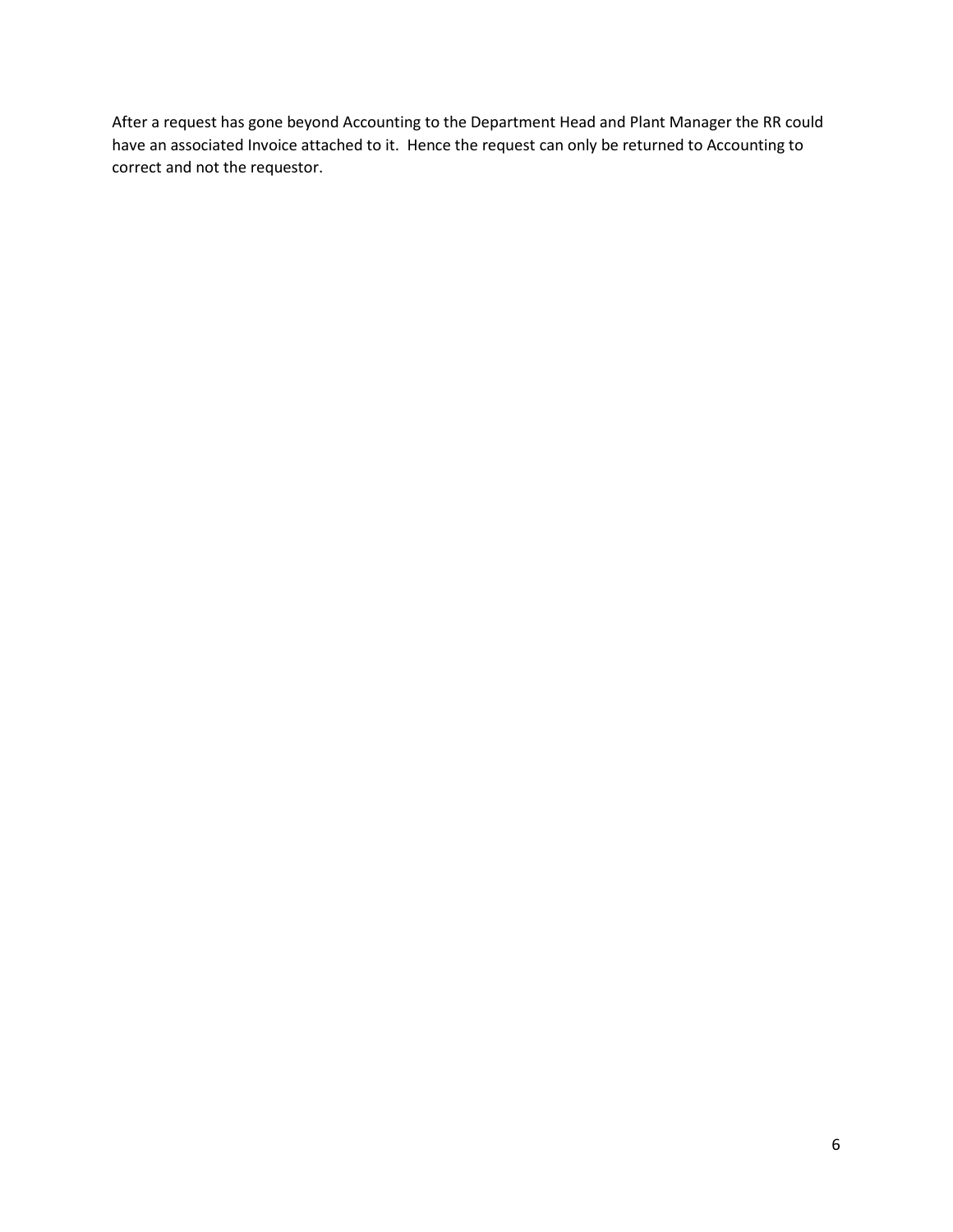After a request has gone beyond Accounting to the Department Head and Plant Manager the RR could have an associated Invoice attached to it. Hence the request can only be returned to Accounting to correct and not the requestor.